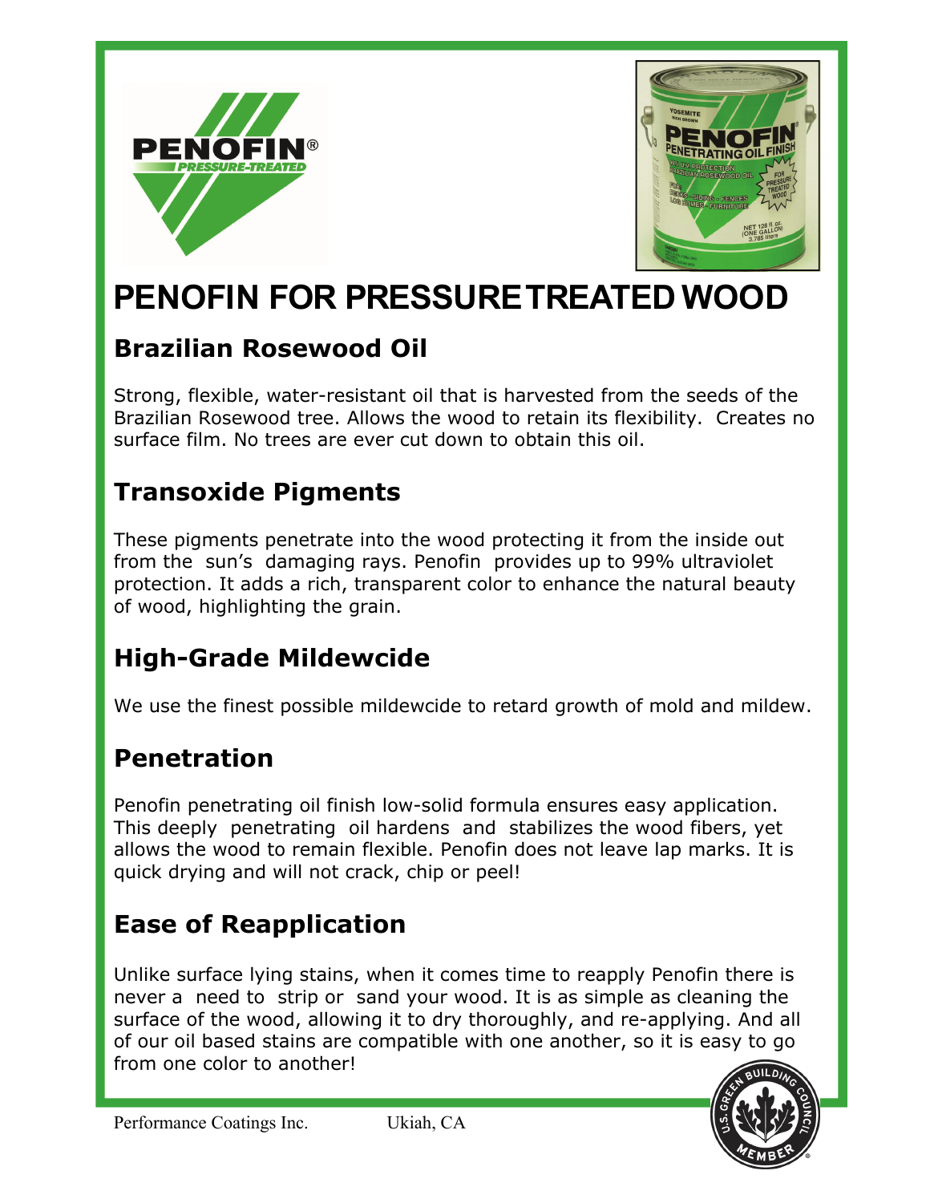# PENOFIN FOR PRESSURE TREATED WOOD

## Brazilian Rosewood Oil

Strong, flexible, water-resistant oil that is harvested from the seeds of the Brazilian Rosewood tree. Allows the wood to retain its flexibility. Creates no surface film. No trees are ever cut down to obtain this oil.

## Transoxide Pigments

These pigments penetrate into the wood protecting it from the inside out from the sun's damaging rays. Penofin provides up to 99% ultraviolet protection. It adds a rich, transparent color to enhance the natural beauty of wood, highlighting the grain.

## High-Grade Mildewcide

We use the finest possible mildewcide to retard growth of mold and mildew.

## Penetration

Penofin penetrating oil finish low-solid formula ensures easy application. This deeply penetrating oil hardens and stabilizes the wood fibers, yet allows the wood to remain flexible. Penofin does not leave lap marks. It is quick drying and will not crack, chip or peel!

## Ease of Reapplication

Unlike surface lying stains, when it comes time to reapply Penofin there is never a need to strip or sand your wood. It is as simple as cleaning the surface of the wood, allowing it to dry thoroughly, and re-applying. And all of our oil based stains are compatible with one another, so it is easy to go from one color to another!

Performance Coatings Inc. Ukiah, CA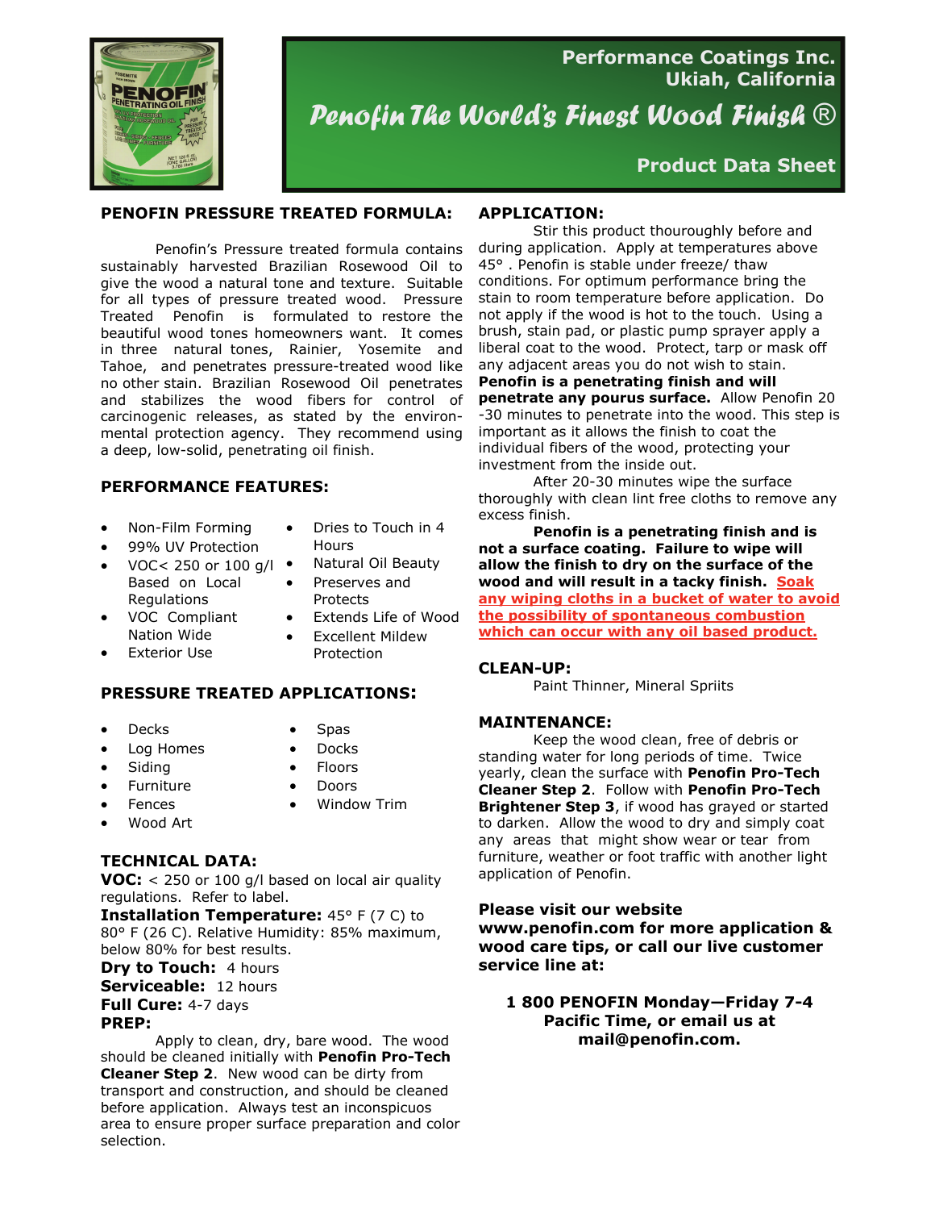Performance Coatings Inc.
Ukiah, California

# Penofin The World's Finest Wood Finish ®

Product Data Sheet

## PENOFIN PRESSURE TREATED FORMULA:

Penofin's Pressure treated formula contains sustainably harvested Brazilian Rosewood Oil to give the wood a natural tone and texture. Suitable for all types of pressure treated wood. Pressure Treated Penofin is formulated to restore the beautiful wood tones homeowners want. It comes in three natural tones, Rainier, Yosemite and Tahoe, and penetrates pressure-treated wood like no other stain. Brazilian Rosewood Oil penetrates and stabilizes the wood fibers for control of carcinogenic releases, as stated by the environmental protection agency. They recommend using a deep, low-solid, penetrating oil finish.

## PERFORMANCE FEATURES:

- Non-Film Forming
- 99% UV Protection
- VOC< 250 or 100 g/l Based on Local Regulations
- VOC Compliant Nation Wide
- Exterior Use
- Dries to Touch in 4 Hours
- Natural Oil Beauty
- Preserves and Protects
- Extends Life of Wood
- Excellent Mildew Protection

## PRESSURE TREATED APPLICATIONS:

- Decks
- Log Homes
- Siding
- Furniture
- Fences
- Wood Art
- Spas
- Docks
- Floors
- Doors
- Window Trim

## TECHNICAL DATA:

**VOC:** < 250 or 100 g/l based on local air quality regulations. Refer to label.

**Installation Temperature:** 45° F (7 C) to 80° F (26 C). Relative Humidity: 85% maximum, below 80% for best results.

**Dry to Touch:** 4 hours

**Serviceable:** 12 hours

**Full Cure:** 4-7 days

**PREP:**

Apply to clean, dry, bare wood. The wood should be cleaned initially with **Penofin Pro-Tech Cleaner Step 2**. New wood can be dirty from transport and construction, and should be cleaned before application. Always test an inconspicuos area to ensure proper surface preparation and color selection.

## APPLICATION:

Stir this product thouroughly before and during application. Apply at temperatures above 45° . Penofin is stable under freeze/ thaw conditions. For optimum performance bring the stain to room temperature before application. Do not apply if the wood is hot to the touch. Using a brush, stain pad, or plastic pump sprayer apply a liberal coat to the wood. Protect, tarp or mask off any adjacent areas you do not wish to stain. **Penofin is a penetrating finish and will penetrate any pourus surface.** Allow Penofin 20 -30 minutes to penetrate into the wood. This step is important as it allows the finish to coat the individual fibers of the wood, protecting your investment from the inside out.

After 20-30 minutes wipe the surface thoroughly with clean lint free cloths to remove any excess finish.

**Penofin is a penetrating finish and is not a surface coating. Failure to wipe will allow the finish to dry on the surface of the wood and will result in a tacky finish.** **Soak any wiping cloths in a bucket of water to avoid the possibility of spontaneous combustion which can occur with any oil based product.**

## CLEAN-UP:

Paint Thinner, Mineral Spriits

## MAINTENANCE:

Keep the wood clean, free of debris or standing water for long periods of time. Twice yearly, clean the surface with **Penofin Pro-Tech Cleaner Step 2**. Follow with **Penofin Pro-Tech Brightener Step 3**, if wood has grayed or started to darken. Allow the wood to dry and simply coat any areas that might show wear or tear from furniture, weather or foot traffic with another light application of Penofin.

**Please visit our website www.penofin.com for more application & wood care tips, or call our live customer service line at:**

**1 800 PENOFIN Monday—Friday 7-4 Pacific Time, or email us at mail@penofin.com.**